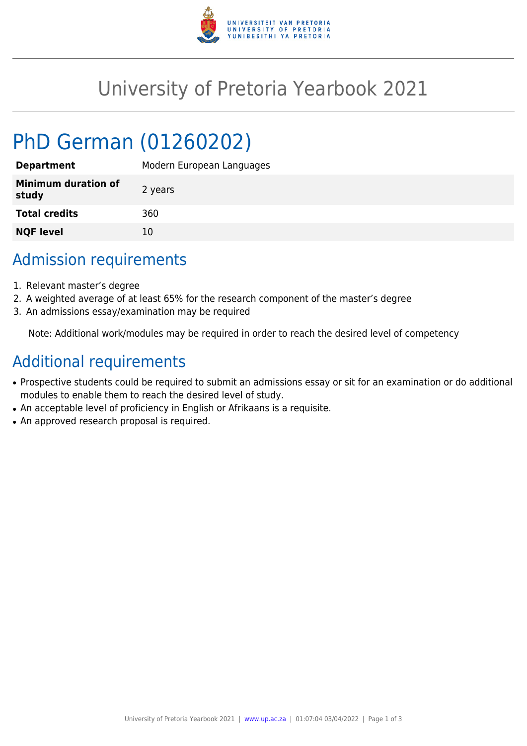# University of Pretoria Yearbook 2021

# PhD German (01260202)

| | |
|---|---|
| **Department** | Modern European Languages |
| **Minimum duration of study** | 2 years |
| **Total credits** | 360 |
| **NQF level** | 10 |

## Admission requirements

1. Relevant master's degree
2. A weighted average of at least 65% for the research component of the master's degree
3. An admissions essay/examination may be required

Note: Additional work/modules may be required in order to reach the desired level of competency

## Additional requirements

- Prospective students could be required to submit an admissions essay or sit for an examination or do additional modules to enable them to reach the desired level of study.
- An acceptable level of proficiency in English or Afrikaans is a requisite.
- An approved research proposal is required.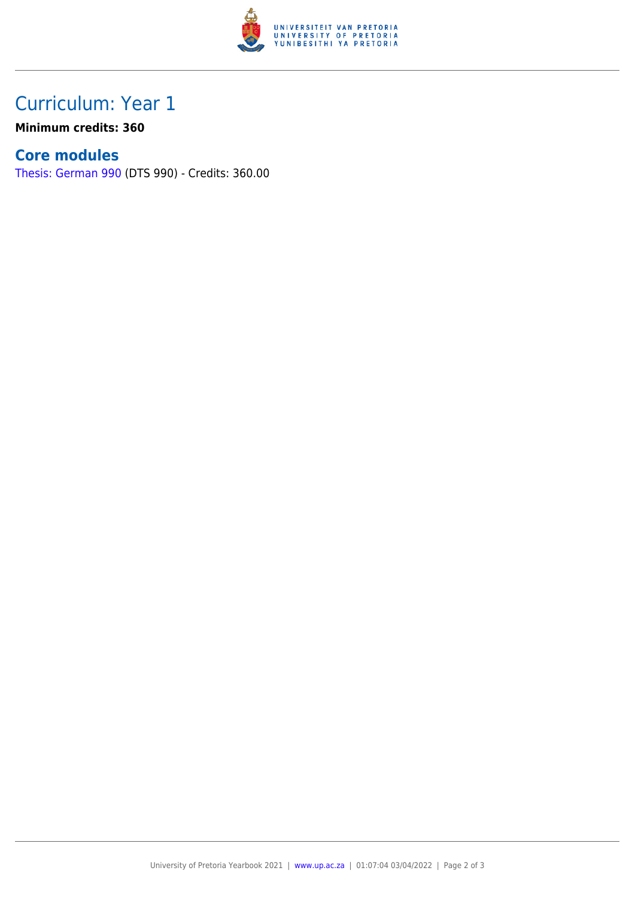## Curriculum: Year 1

**Minimum credits: 360**

### Core modules

Thesis: German 990 (DTS 990) - Credits: 360.00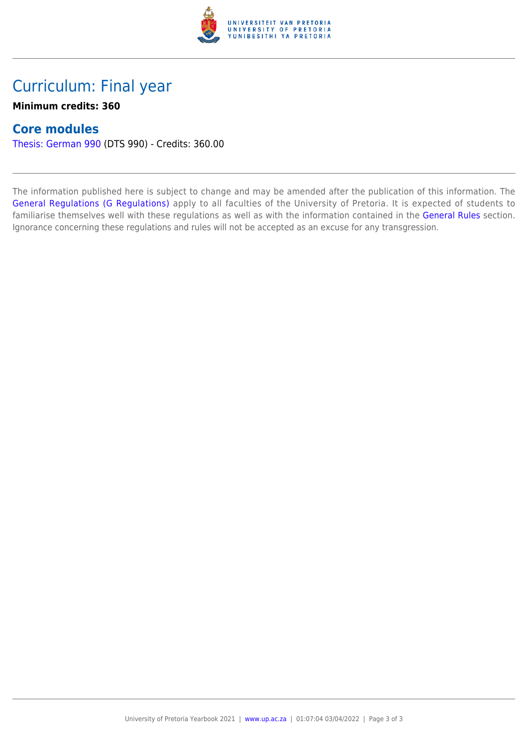## Curriculum: Final year

**Minimum credits: 360**

### Core modules

Thesis: German 990 (DTS 990) - Credits: 360.00

The information published here is subject to change and may be amended after the publication of this information. The General Regulations (G Regulations) apply to all faculties of the University of Pretoria. It is expected of students to familiarise themselves well with these regulations as well as with the information contained in the General Rules section. Ignorance concerning these regulations and rules will not be accepted as an excuse for any transgression.